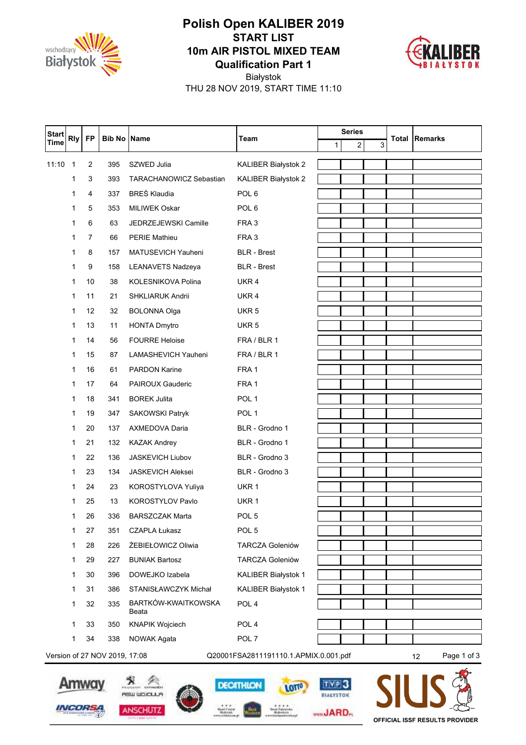# Polish Open KALIBER 2019

## START LIST

## 10m AIR PISTOL MIXED TEAM

## Qualification Part 1

Białystok

THU 28 NOV 2019, START TIME 11:10

| Start Time | Rly | FP | Bib No | Name | Team | Series | | | Total | Remarks |
|---|---|---|---|---|---|---|---|---|---|---|
| | | | | | | 1 | 2 | 3 | | |
| 11:10 | 1 | 2 | 395 | SZWED Julia | KALIBER Białystok 2 | | | | | |
| | 1 | 3 | 393 | TARACHANOWICZ Sebastian | KALIBER Białystok 2 | | | | | |
| | 1 | 4 | 337 | BREŚ Klaudia | POL 6 | | | | | |
| | 1 | 5 | 353 | MILIWEK Oskar | POL 6 | | | | | |
| | 1 | 6 | 63 | JEDRZEJEWSKI Camille | FRA 3 | | | | | |
| | 1 | 7 | 66 | PERIE Mathieu | FRA 3 | | | | | |
| | 1 | 8 | 157 | MATUSEVICH Yauheni | BLR - Brest | | | | | |
| | 1 | 9 | 158 | LEANAVETS Nadzeya | BLR - Brest | | | | | |
| | 1 | 10 | 38 | KOLESNIKOVA Polina | UKR 4 | | | | | |
| | 1 | 11 | 21 | SHKLIARUK Andrii | UKR 4 | | | | | |
| | 1 | 12 | 32 | BOLONNA Olga | UKR 5 | | | | | |
| | 1 | 13 | 11 | HONTA Dmytro | UKR 5 | | | | | |
| | 1 | 14 | 56 | FOURRE Heloise | FRA / BLR 1 | | | | | |
| | 1 | 15 | 87 | LAMASHEVICH Yauheni | FRA / BLR 1 | | | | | |
| | 1 | 16 | 61 | PARDON Karine | FRA 1 | | | | | |
| | 1 | 17 | 64 | PAIROUX Gauderic | FRA 1 | | | | | |
| | 1 | 18 | 341 | BOREK Julita | POL 1 | | | | | |
| | 1 | 19 | 347 | SAKOWSKI Patryk | POL 1 | | | | | |
| | 1 | 20 | 137 | AXMEDOVA Daria | BLR - Grodno 1 | | | | | |
| | 1 | 21 | 132 | KAZAK Andrey | BLR - Grodno 1 | | | | | |
| | 1 | 22 | 136 | JASKEVICH Liubov | BLR - Grodno 3 | | | | | |
| | 1 | 23 | 134 | JASKEVICH Aleksei | BLR - Grodno 3 | | | | | |
| | 1 | 24 | 23 | KOROSTYLOVA Yuliya | UKR 1 | | | | | |
| | 1 | 25 | 13 | KOROSTYLOV Pavlo | UKR 1 | | | | | |
| | 1 | 26 | 336 | BARSZCZAK Marta | POL 5 | | | | | |
| | 1 | 27 | 351 | CZAPLA Łukasz | POL 5 | | | | | |
| | 1 | 28 | 226 | ŻEBIEŁOWICZ Oliwia | TARCZA Goleniów | | | | | |
| | 1 | 29 | 227 | BUNIAK Bartosz | TARCZA Goleniów | | | | | |
| | 1 | 30 | 396 | DOWEJKO Izabela | KALIBER Białystok 1 | | | | | |
| | 1 | 31 | 386 | STANISŁAWCZYK Michał | KALIBER Białystok 1 | | | | | |
| | 1 | 32 | 335 | BARTKÓW-KWAITKOWSKA Beata | POL 4 | | | | | |
| | 1 | 33 | 350 | KNAPIK Wojciech | POL 4 | | | | | |
| | 1 | 34 | 338 | NOWAK Agata | POL 7 | | | | | |

Version of 27 NOV 2019, 17:08 Q20001FSA2811191110.1.APMIX.0.001.pdf 12

OFFICIAL ISSF RESULTS PROVIDER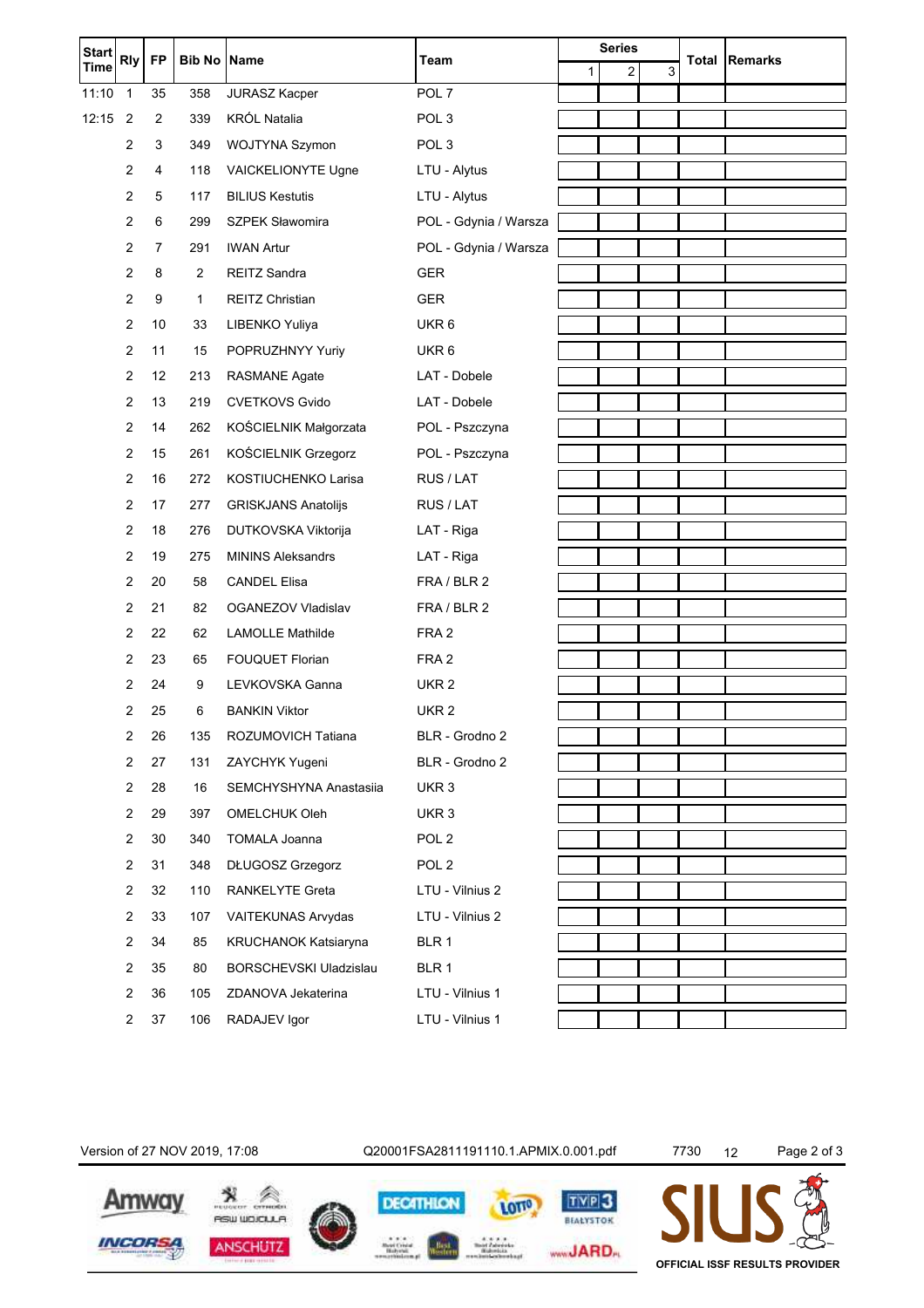| Start Time | Rly | FP | Bib No | Name | Team | Series | | | Total | Remarks |
|---|---|---|---|---|---|---|---|---|---|---|
| | | | | | | 1 | 2 | 3 | | |
| 11:10 | 1 | 35 | 358 | JURASZ Kacper | POL 7 | | | | | |
| 12:15 | 2 | 2 | 339 | KRÓL Natalia | POL 3 | | | | | |
| | 2 | 3 | 349 | WOJTYNA Szymon | POL 3 | | | | | |
| | 2 | 4 | 118 | VAICKELIONYTE Ugne | LTU - Alytus | | | | | |
| | 2 | 5 | 117 | BILIUS Kestutis | LTU - Alytus | | | | | |
| | 2 | 6 | 299 | SZPEK Sławomira | POL - Gdynia / Warsza | | | | | |
| | 2 | 7 | 291 | IWAN Artur | POL - Gdynia / Warsza | | | | | |
| | 2 | 8 | 2 | REITZ Sandra | GER | | | | | |
| | 2 | 9 | 1 | REITZ Christian | GER | | | | | |
| | 2 | 10 | 33 | LIBENKO Yuliya | UKR 6 | | | | | |
| | 2 | 11 | 15 | POPRUZHNYY Yuriy | UKR 6 | | | | | |
| | 2 | 12 | 213 | RASMANE Agate | LAT - Dobele | | | | | |
| | 2 | 13 | 219 | CVETKOVS Gvido | LAT - Dobele | | | | | |
| | 2 | 14 | 262 | KOŚCIELNIK Małgorzata | POL - Pszczyna | | | | | |
| | 2 | 15 | 261 | KOŚCIELNIK Grzegorz | POL - Pszczyna | | | | | |
| | 2 | 16 | 272 | KOSTIUCHENKO Larisa | RUS / LAT | | | | | |
| | 2 | 17 | 277 | GRISKJANS Anatolijs | RUS / LAT | | | | | |
| | 2 | 18 | 276 | DUTKOVSKA Viktorija | LAT - Riga | | | | | |
| | 2 | 19 | 275 | MININS Aleksandrs | LAT - Riga | | | | | |
| | 2 | 20 | 58 | CANDEL Elisa | FRA / BLR 2 | | | | | |
| | 2 | 21 | 82 | OGANEZOV Vladislav | FRA / BLR 2 | | | | | |
| | 2 | 22 | 62 | LAMOLLE Mathilde | FRA 2 | | | | | |
| | 2 | 23 | 65 | FOUQUET Florian | FRA 2 | | | | | |
| | 2 | 24 | 9 | LEVKOVSKA Ganna | UKR 2 | | | | | |
| | 2 | 25 | 6 | BANKIN Viktor | UKR 2 | | | | | |
| | 2 | 26 | 135 | ROZUMOVICH Tatiana | BLR - Grodno 2 | | | | | |
| | 2 | 27 | 131 | ZAYCHYK Yugeni | BLR - Grodno 2 | | | | | |
| | 2 | 28 | 16 | SEMCHYSHYNA Anastasiia | UKR 3 | | | | | |
| | 2 | 29 | 397 | OMELCHUK Oleh | UKR 3 | | | | | |
| | 2 | 30 | 340 | TOMALA Joanna | POL 2 | | | | | |
| | 2 | 31 | 348 | DŁUGOSZ Grzegorz | POL 2 | | | | | |
| | 2 | 32 | 110 | RANKELYTE Greta | LTU - Vilnius 2 | | | | | |
| | 2 | 33 | 107 | VAITEKUNAS Arvydas | LTU - Vilnius 2 | | | | | |
| | 2 | 34 | 85 | KRUCHANOK Katsiaryna | BLR 1 | | | | | |
| | 2 | 35 | 80 | BORSCHEVSKI Uladzislau | BLR 1 | | | | | |
| | 2 | 36 | 105 | ZDANOVA Jekaterina | LTU - Vilnius 1 | | | | | |
| | 2 | 37 | 106 | RADAJEV Igor | LTU - Vilnius 1 | | | | | |

Version of 27 NOV 2019, 17:08 Q20001FSA2811191110.1.APMIX.0.001.pdf 7730 12

OFFICIAL ISSF RESULTS PROVIDER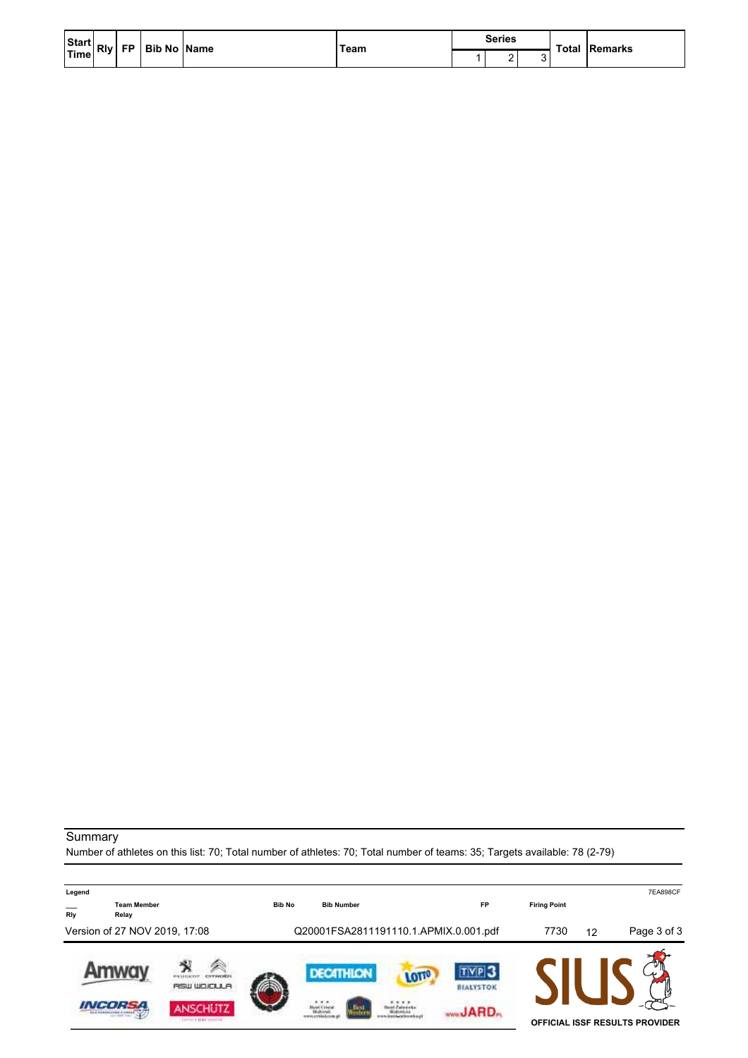| Start Time | Rly | FP | Bib No | Name | Team | Series | | | Total | Remarks |
|---|---|---|---|---|---|---|---|---|---|---|
| | | | | | | 1 | 2 | 3 | | |

Summary

Number of athletes on this list: 70; Total number of athletes: 70; Total number of teams: 35; Targets available: 78 (2-79)

Legend

| | | | | | |
|---|---|---|---|---|---|
| ___ | Team Member | Bib No | Bib Number | FP | Firing Point |
| Rly | Relay | | | | |

7EA898CF

Version of 27 NOV 2019, 17:08 Q20001FSA2811191110.1.APMIX.0.001.pdf 7730 12

OFFICIAL ISSF RESULTS PROVIDER